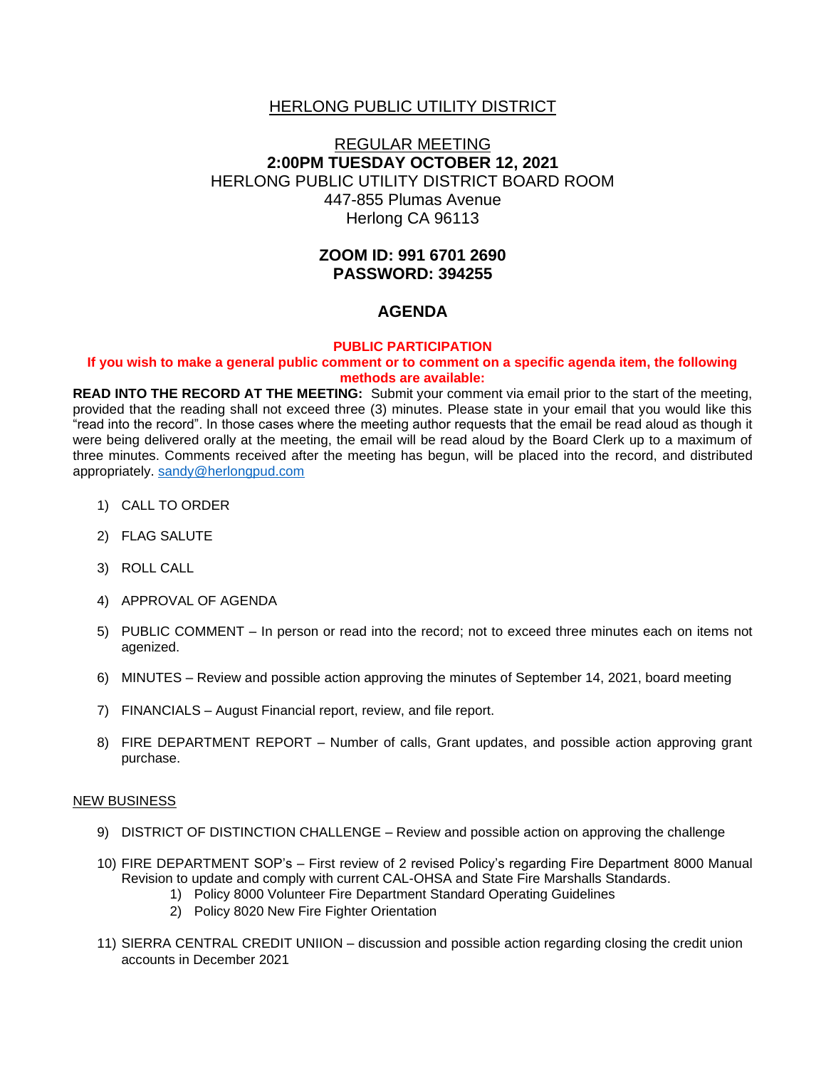# HERLONG PUBLIC UTILITY DISTRICT

## REGULAR MEETING

**2:00PM TUESDAY OCTOBER 12, 2021**

HERLONG PUBLIC UTILITY DISTRICT BOARD ROOM
447-855 Plumas Avenue
Herlong CA 96113

**ZOOM ID: 991 6701 2690**
**PASSWORD: 394255**

## AGENDA

**PUBLIC PARTICIPATION**

**If you wish to make a general public comment or to comment on a specific agenda item, the following methods are available:**

**READ INTO THE RECORD AT THE MEETING:** Submit your comment via email prior to the start of the meeting, provided that the reading shall not exceed three (3) minutes. Please state in your email that you would like this "read into the record". In those cases where the meeting author requests that the email be read aloud as though it were being delivered orally at the meeting, the email will be read aloud by the Board Clerk up to a maximum of three minutes. Comments received after the meeting has begun, will be placed into the record, and distributed appropriately. sandy@herlongpud.com

1) CALL TO ORDER
2) FLAG SALUTE
3) ROLL CALL
4) APPROVAL OF AGENDA
5) PUBLIC COMMENT – In person or read into the record; not to exceed three minutes each on items not agenized.
6) MINUTES – Review and possible action approving the minutes of September 14, 2021, board meeting
7) FINANCIALS – August Financial report, review, and file report.
8) FIRE DEPARTMENT REPORT – Number of calls, Grant updates, and possible action approving grant purchase.

NEW BUSINESS

9) DISTRICT OF DISTINCTION CHALLENGE – Review and possible action on approving the challenge
10) FIRE DEPARTMENT SOP's – First review of 2 revised Policy's regarding Fire Department 8000 Manual Revision to update and comply with current CAL-OHSA and State Fire Marshalls Standards.
    1) Policy 8000 Volunteer Fire Department Standard Operating Guidelines
    2) Policy 8020 New Fire Fighter Orientation
11) SIERRA CENTRAL CREDIT UNIION – discussion and possible action regarding closing the credit union accounts in December 2021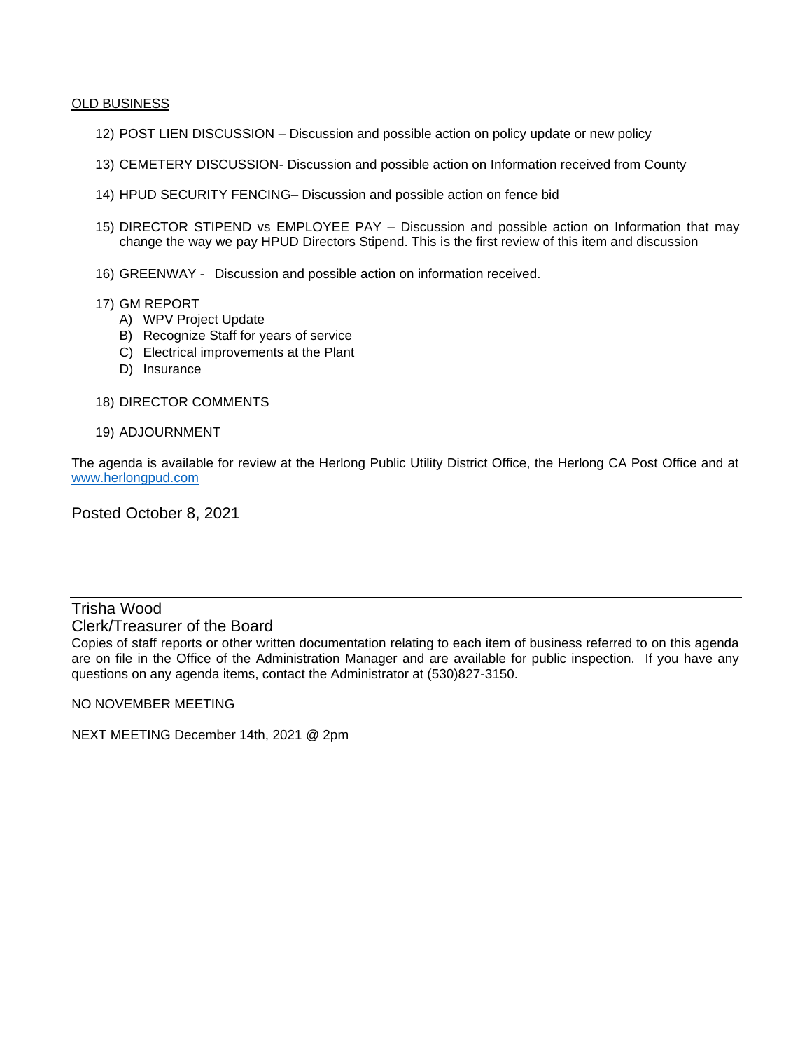OLD BUSINESS

12) POST LIEN DISCUSSION – Discussion and possible action on policy update or new policy

13) CEMETERY DISCUSSION- Discussion and possible action on Information received from County

14) HPUD SECURITY FENCING– Discussion and possible action on fence bid

15) DIRECTOR STIPEND vs EMPLOYEE PAY – Discussion and possible action on Information that may change the way we pay HPUD Directors Stipend. This is the first review of this item and discussion

16) GREENWAY - Discussion and possible action on information received.

17) GM REPORT
    A) WPV Project Update
    B) Recognize Staff for years of service
    C) Electrical improvements at the Plant
    D) Insurance

18) DIRECTOR COMMENTS

19) ADJOURNMENT

The agenda is available for review at the Herlong Public Utility District Office, the Herlong CA Post Office and at www.herlongpud.com

Posted October 8, 2021

---

Trisha Wood
Clerk/Treasurer of the Board

Copies of staff reports or other written documentation relating to each item of business referred to on this agenda are on file in the Office of the Administration Manager and are available for public inspection. If you have any questions on any agenda items, contact the Administrator at (530)827-3150.

NO NOVEMBER MEETING

NEXT MEETING December 14th, 2021 @ 2pm